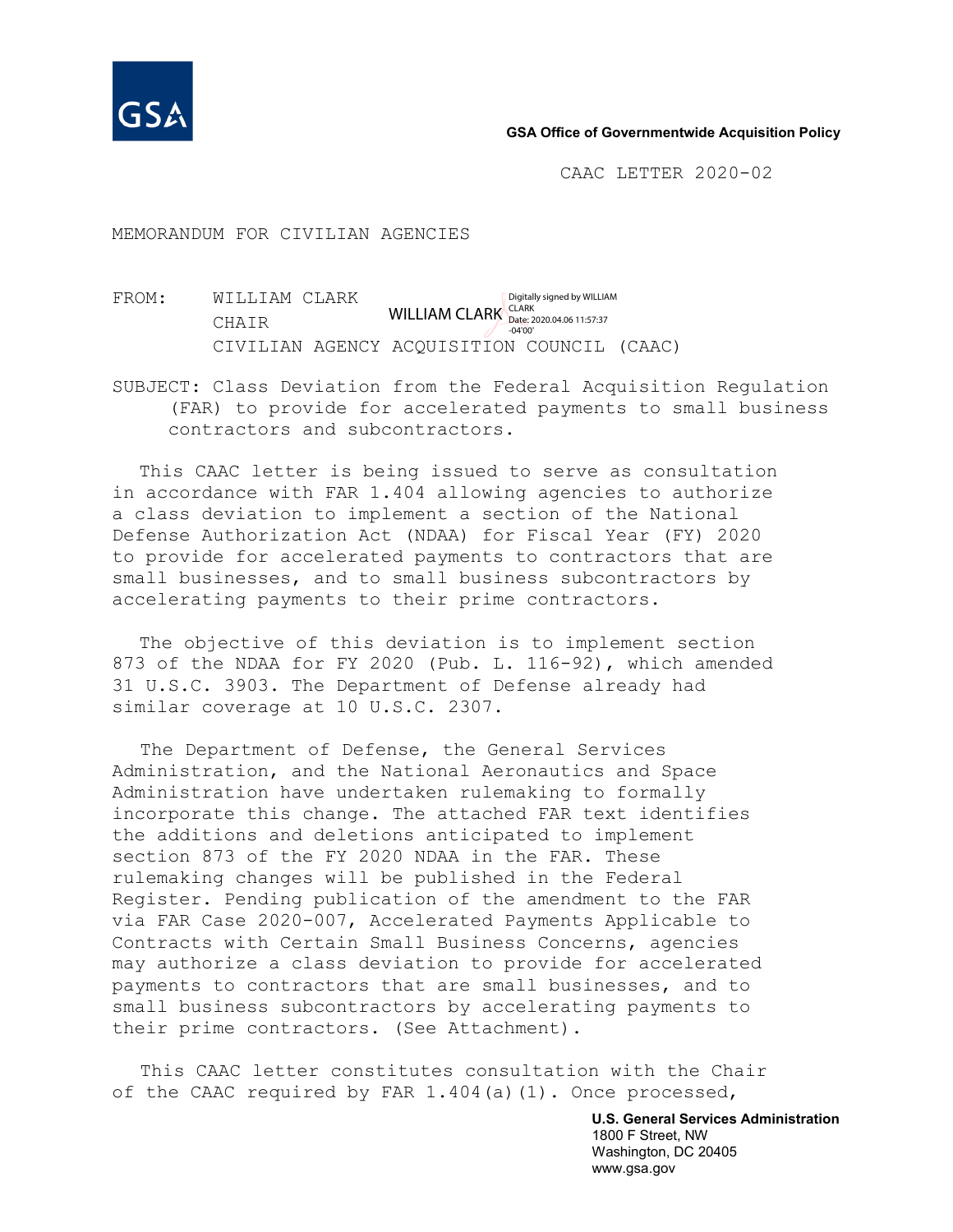GSA Office of Governmentwide Acquisition Policy

CAAC LETTER 2020-02

MEMORANDUM FOR CIVILIAN AGENCIES

FROM: WILLIAM CLARK
CHAIR
CIVILIAN AGENCY ACQUISITION COUNCIL (CAAC)

WILLIAM CLARK Digitally signed by WILLIAM CLARK Date: 2020.04.06 11:57:37 -04'00'

SUBJECT: Class Deviation from the Federal Acquisition Regulation (FAR) to provide for accelerated payments to small business contractors and subcontractors.

This CAAC letter is being issued to serve as consultation in accordance with FAR 1.404 allowing agencies to authorize a class deviation to implement a section of the National Defense Authorization Act (NDAA) for Fiscal Year (FY) 2020 to provide for accelerated payments to contractors that are small businesses, and to small business subcontractors by accelerating payments to their prime contractors.

The objective of this deviation is to implement section 873 of the NDAA for FY 2020 (Pub. L. 116-92), which amended 31 U.S.C. 3903. The Department of Defense already had similar coverage at 10 U.S.C. 2307.

The Department of Defense, the General Services Administration, and the National Aeronautics and Space Administration have undertaken rulemaking to formally incorporate this change. The attached FAR text identifies the additions and deletions anticipated to implement section 873 of the FY 2020 NDAA in the FAR. These rulemaking changes will be published in the Federal Register. Pending publication of the amendment to the FAR via FAR Case 2020-007, Accelerated Payments Applicable to Contracts with Certain Small Business Concerns, agencies may authorize a class deviation to provide for accelerated payments to contractors that are small businesses, and to small business subcontractors by accelerating payments to their prime contractors. (See Attachment).

This CAAC letter constitutes consultation with the Chair of the CAAC required by FAR 1.404(a)(1). Once processed,

U.S. General Services Administration
1800 F Street, NW
Washington, DC 20405
www.gsa.gov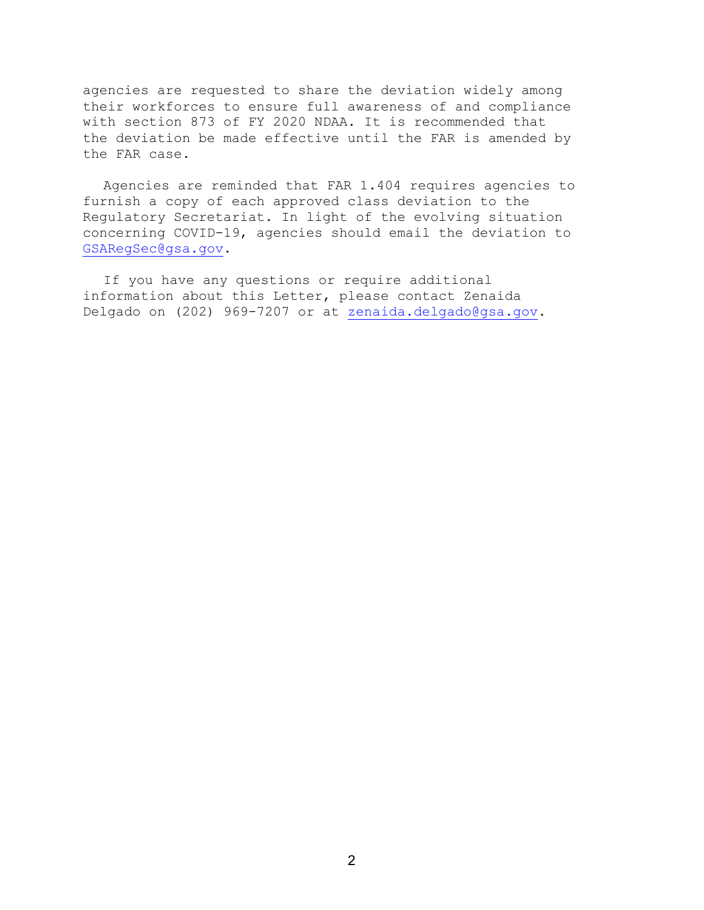agencies are requested to share the deviation widely among their workforces to ensure full awareness of and compliance with section 873 of FY 2020 NDAA. It is recommended that the deviation be made effective until the FAR is amended by the FAR case.

Agencies are reminded that FAR 1.404 requires agencies to furnish a copy of each approved class deviation to the Regulatory Secretariat. In light of the evolving situation concerning COVID-19, agencies should email the deviation to GSARegSec@gsa.gov.

If you have any questions or require additional information about this Letter, please contact Zenaida Delgado on (202) 969-7207 or at zenaida.delgado@gsa.gov.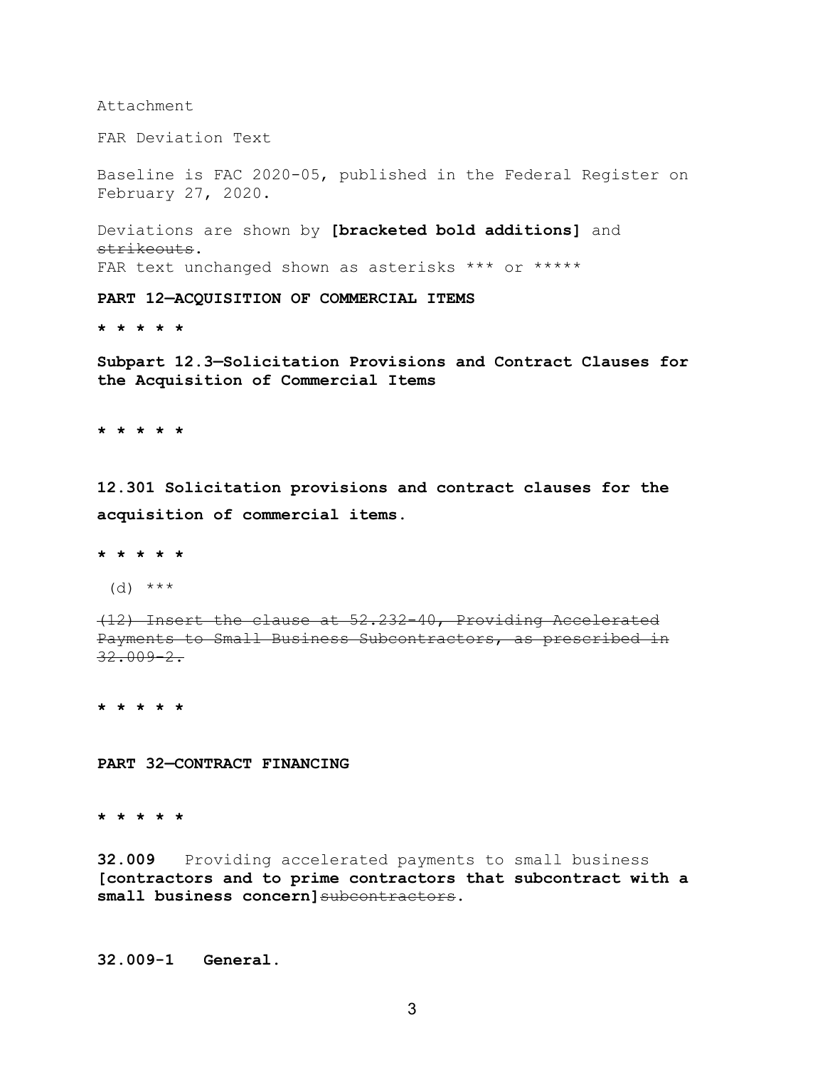Attachment

FAR Deviation Text

Baseline is FAC 2020-05, published in the Federal Register on February 27, 2020.

Deviations are shown by **[bracketed bold additions]** and ~~strikeouts~~.
FAR text unchanged shown as asterisks *** or *****

**PART 12—ACQUISITION OF COMMERCIAL ITEMS**

**\* \* \* \* \***

**Subpart 12.3—Solicitation Provisions and Contract Clauses for the Acquisition of Commercial Items**

**\* \* \* \* \***

**12.301 Solicitation provisions and contract clauses for the acquisition of commercial items.**

**\* \* \* \* \***

(d) ***

~~(12) Insert the clause at 52.232-40, Providing Accelerated Payments to Small Business Subcontractors, as prescribed in 32.009-2.~~

**\* \* \* \* \***

**PART 32—CONTRACT FINANCING**

**\* \* \* \* \***

**32.009** Providing accelerated payments to small business **[contractors and to prime contractors that subcontract with a small business concern]**~~subcontractors~~.

**32.009-1 General.**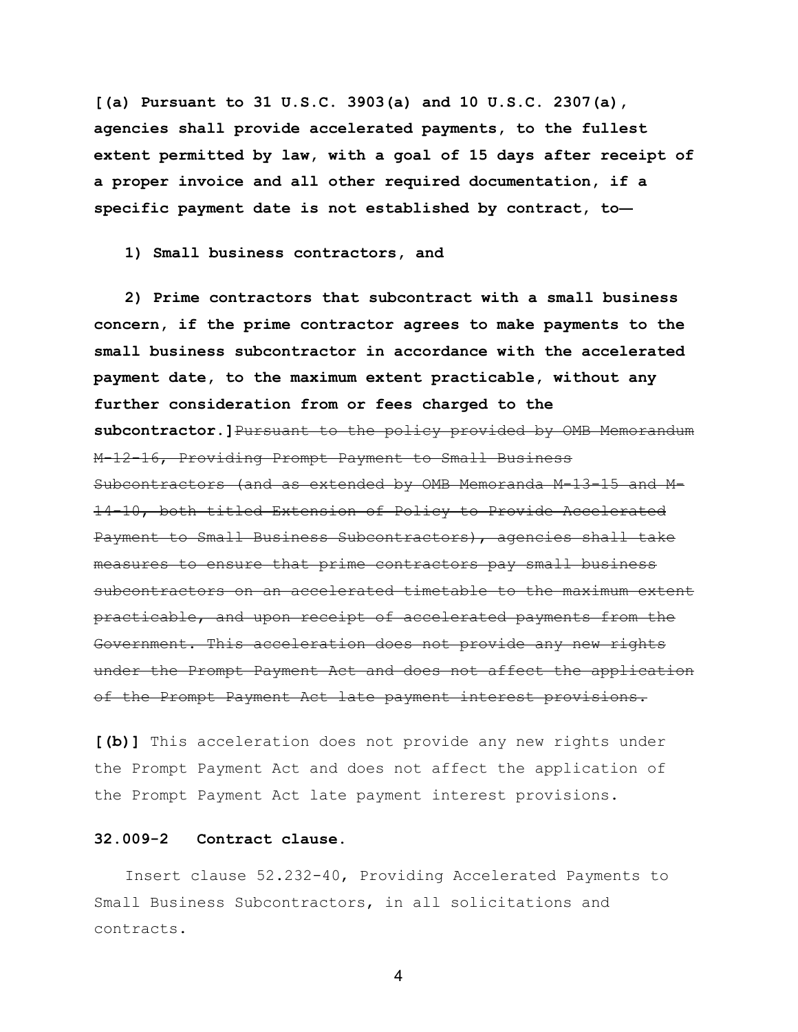**[(a) Pursuant to 31 U.S.C. 3903(a) and 10 U.S.C. 2307(a), agencies shall provide accelerated payments, to the fullest extent permitted by law, with a goal of 15 days after receipt of a proper invoice and all other required documentation, if a specific payment date is not established by contract, to—**

**1) Small business contractors, and**

**2) Prime contractors that subcontract with a small business concern, if the prime contractor agrees to make payments to the small business subcontractor in accordance with the accelerated payment date, to the maximum extent practicable, without any further consideration from or fees charged to the subcontractor.]**~~Pursuant to the policy provided by OMB Memorandum M-12-16, Providing Prompt Payment to Small Business Subcontractors (and as extended by OMB Memoranda M-13-15 and M-14-10, both titled Extension of Policy to Provide Accelerated Payment to Small Business Subcontractors), agencies shall take measures to ensure that prime contractors pay small business subcontractors on an accelerated timetable to the maximum extent practicable, and upon receipt of accelerated payments from the Government. This acceleration does not provide any new rights under the Prompt Payment Act and does not affect the application of the Prompt Payment Act late payment interest provisions.~~

**[(b)]** This acceleration does not provide any new rights under the Prompt Payment Act and does not affect the application of the Prompt Payment Act late payment interest provisions.

**32.009-2 Contract clause.**

Insert clause 52.232-40, Providing Accelerated Payments to Small Business Subcontractors, in all solicitations and contracts.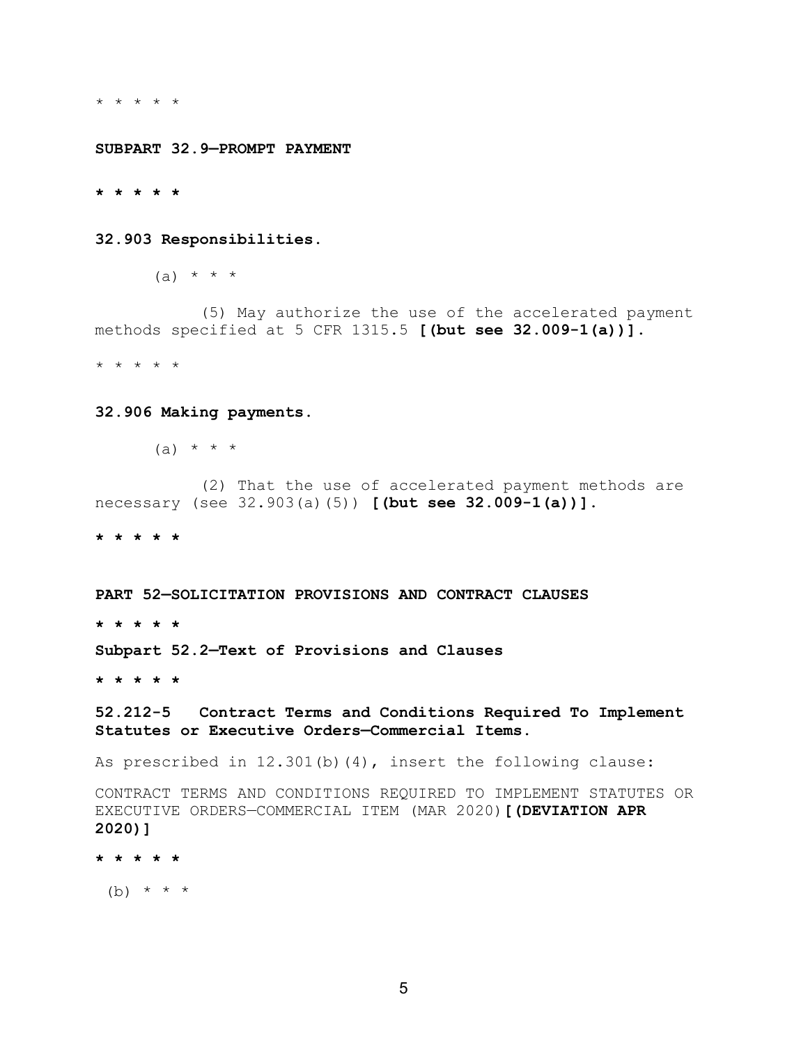\* \* \* \* \*

**SUBPART 32.9—PROMPT PAYMENT**

**\* \* \* \* \***

**32.903 Responsibilities.**

(a) \* \* \*

(5) May authorize the use of the accelerated payment methods specified at 5 CFR 1315.5 **[(but see 32.009-1(a))].**

\* \* \* \* \*

**32.906 Making payments.**

(a) \* \* \*

(2) That the use of accelerated payment methods are necessary (see 32.903(a)(5)) **[(but see 32.009-1(a))].**

**\* \* \* \* \***

**PART 52—SOLICITATION PROVISIONS AND CONTRACT CLAUSES**

**\* \* \* \* \***

**Subpart 52.2—Text of Provisions and Clauses**

**\* \* \* \* \***

**52.212-5 Contract Terms and Conditions Required To Implement Statutes or Executive Orders—Commercial Items.**

As prescribed in 12.301(b)(4), insert the following clause:

CONTRACT TERMS AND CONDITIONS REQUIRED TO IMPLEMENT STATUTES OR EXECUTIVE ORDERS—COMMERCIAL ITEM (MAR 2020)**[(DEVIATION APR 2020)]**

**\* \* \* \* \***

(b) \* \* \*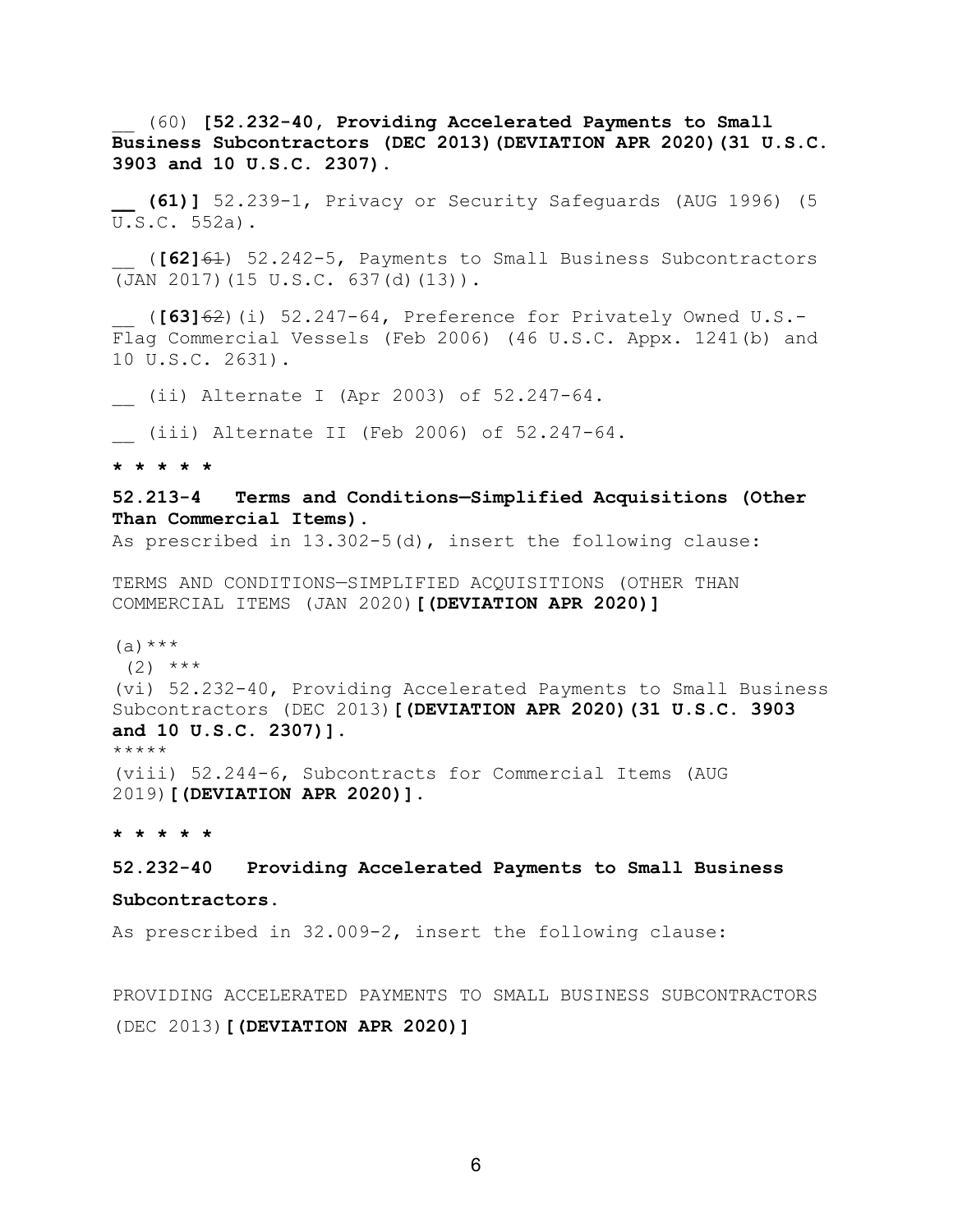__ (60) **[52.232-40, Providing Accelerated Payments to Small Business Subcontractors (DEC 2013)(DEVIATION APR 2020)(31 U.S.C. 3903 and 10 U.S.C. 2307).**

**__ (61)]** 52.239-1, Privacy or Security Safeguards (AUG 1996) (5 U.S.C. 552a).

__ (**[62]**~~61~~) 52.242-5, Payments to Small Business Subcontractors (JAN 2017)(15 U.S.C. 637(d)(13)).

__ (**[63]**~~62~~)(i) 52.247-64, Preference for Privately Owned U.S.-Flag Commercial Vessels (Feb 2006) (46 U.S.C. Appx. 1241(b) and 10 U.S.C. 2631).

__ (ii) Alternate I (Apr 2003) of 52.247-64.

__ (iii) Alternate II (Feb 2006) of 52.247-64.

**\* \* \* \* \***

**52.213-4 Terms and Conditions—Simplified Acquisitions (Other Than Commercial Items).**

As prescribed in 13.302-5(d), insert the following clause:

TERMS AND CONDITIONS—SIMPLIFIED ACQUISITIONS (OTHER THAN COMMERCIAL ITEMS (JAN 2020)**[(DEVIATION APR 2020)]**

(a)\*\*\*

(2) \*\*\*

(vi) 52.232-40, Providing Accelerated Payments to Small Business Subcontractors (DEC 2013)**[(DEVIATION APR 2020)(31 U.S.C. 3903 and 10 U.S.C. 2307)].**

\*\*\*\*\*

(viii) 52.244-6, Subcontracts for Commercial Items (AUG 2019)**[(DEVIATION APR 2020)].**

**\* \* \* \* \***

**52.232-40 Providing Accelerated Payments to Small Business Subcontractors.**

As prescribed in 32.009-2, insert the following clause:

PROVIDING ACCELERATED PAYMENTS TO SMALL BUSINESS SUBCONTRACTORS (DEC 2013)**[(DEVIATION APR 2020)]**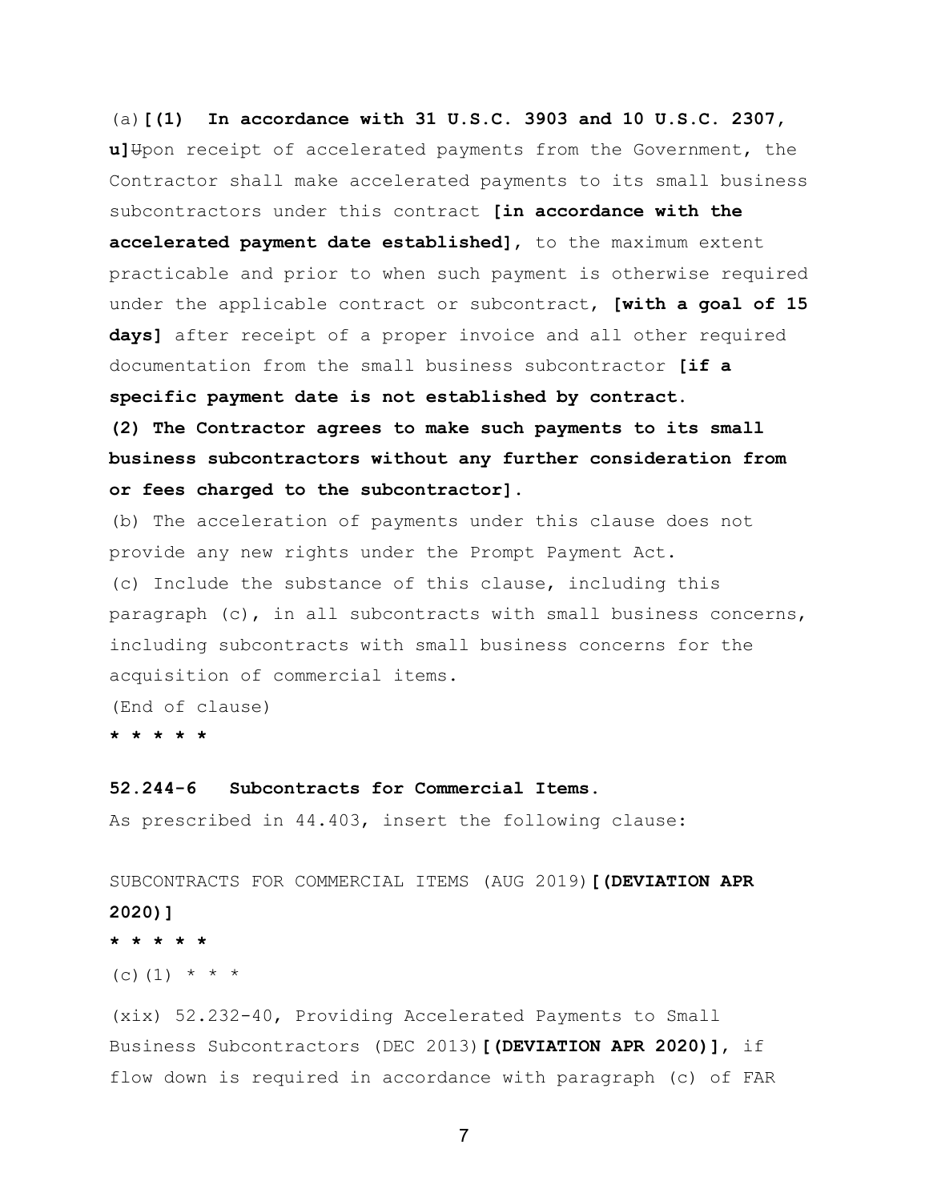(a)**[(1) In accordance with 31 U.S.C. 3903 and 10 U.S.C. 2307, u]**~~U~~pon receipt of accelerated payments from the Government, the Contractor shall make accelerated payments to its small business subcontractors under this contract **[in accordance with the accelerated payment date established]**, to the maximum extent practicable and prior to when such payment is otherwise required under the applicable contract or subcontract, **[with a goal of 15 days]** after receipt of a proper invoice and all other required documentation from the small business subcontractor **[if a specific payment date is not established by contract.**

**(2) The Contractor agrees to make such payments to its small business subcontractors without any further consideration from or fees charged to the subcontractor].**

(b) The acceleration of payments under this clause does not provide any new rights under the Prompt Payment Act.

(c) Include the substance of this clause, including this paragraph (c), in all subcontracts with small business concerns, including subcontracts with small business concerns for the acquisition of commercial items.

(End of clause)

**\* \* \* \* \***

**52.244-6 Subcontracts for Commercial Items.**

As prescribed in 44.403, insert the following clause:

SUBCONTRACTS FOR COMMERCIAL ITEMS (AUG 2019)**[(DEVIATION APR 2020)]**

**\* \* \* \* \***

(c)(1) \* \* \*

(xix) 52.232-40, Providing Accelerated Payments to Small Business Subcontractors (DEC 2013)**[(DEVIATION APR 2020)]**, if flow down is required in accordance with paragraph (c) of FAR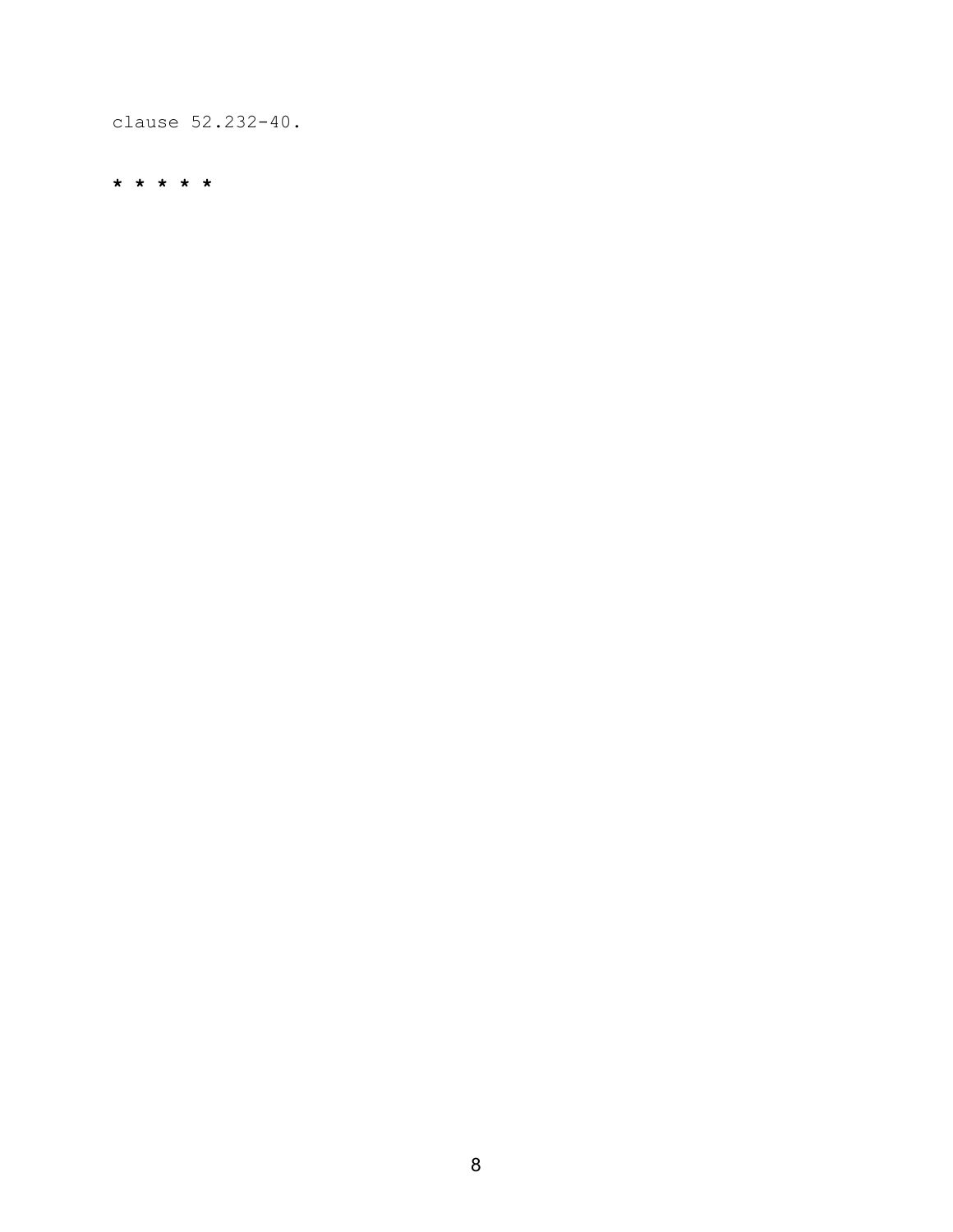clause 52.232-40.

* * * * *